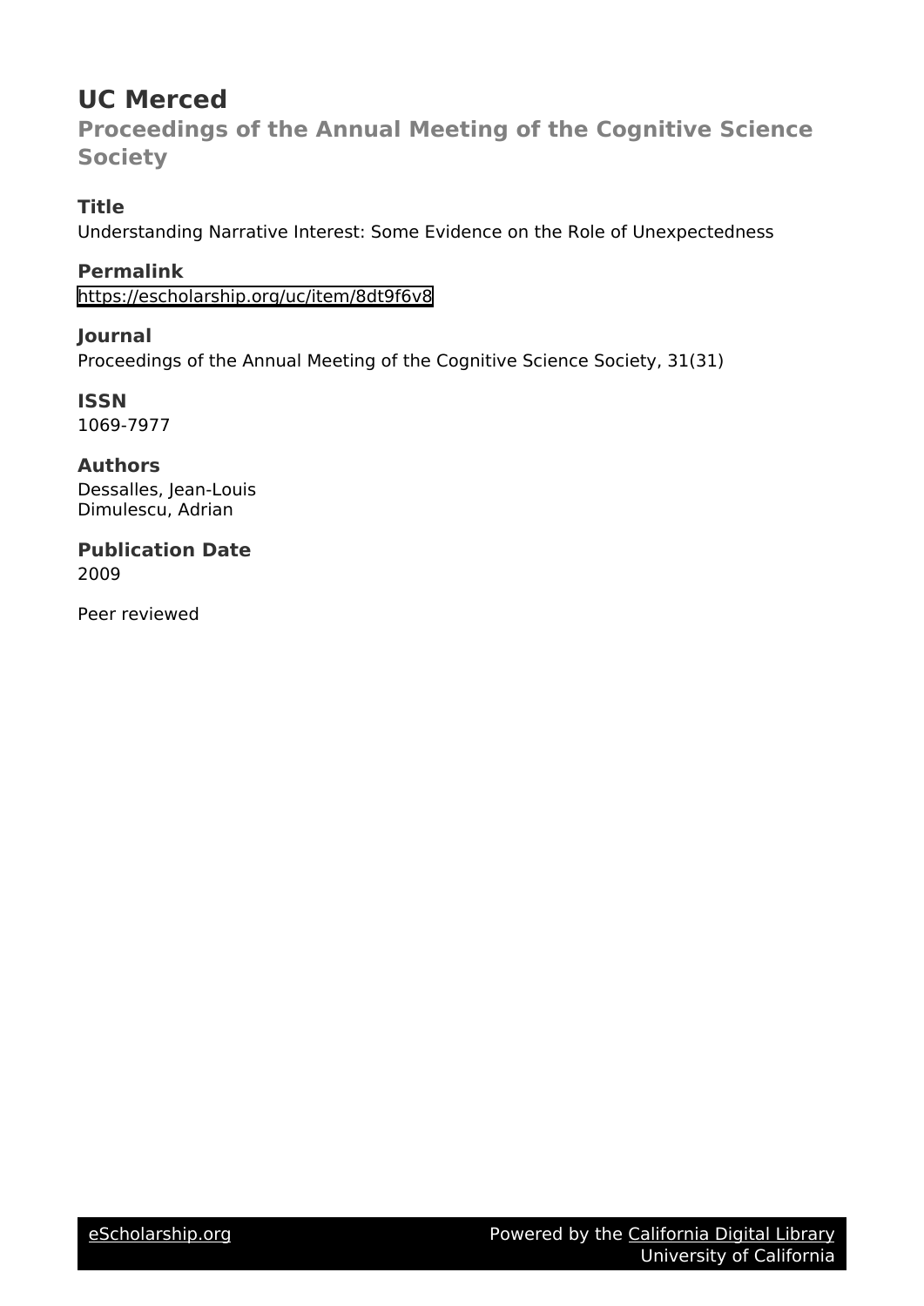# UC Merced

## Proceedings of the Annual Meeting of the Cognitive Science Society

### Title
Understanding Narrative Interest: Some Evidence on the Role of Unexpectedness

### Permalink
https://escholarship.org/uc/item/8dt9f6v8

### Journal
Proceedings of the Annual Meeting of the Cognitive Science Society, 31(31)

### ISSN
1069-7977

### Authors
Dessalles, Jean-Louis
Dimulescu, Adrian

### Publication Date
2009

Peer reviewed

eScholarship.org Powered by the California Digital Library University of California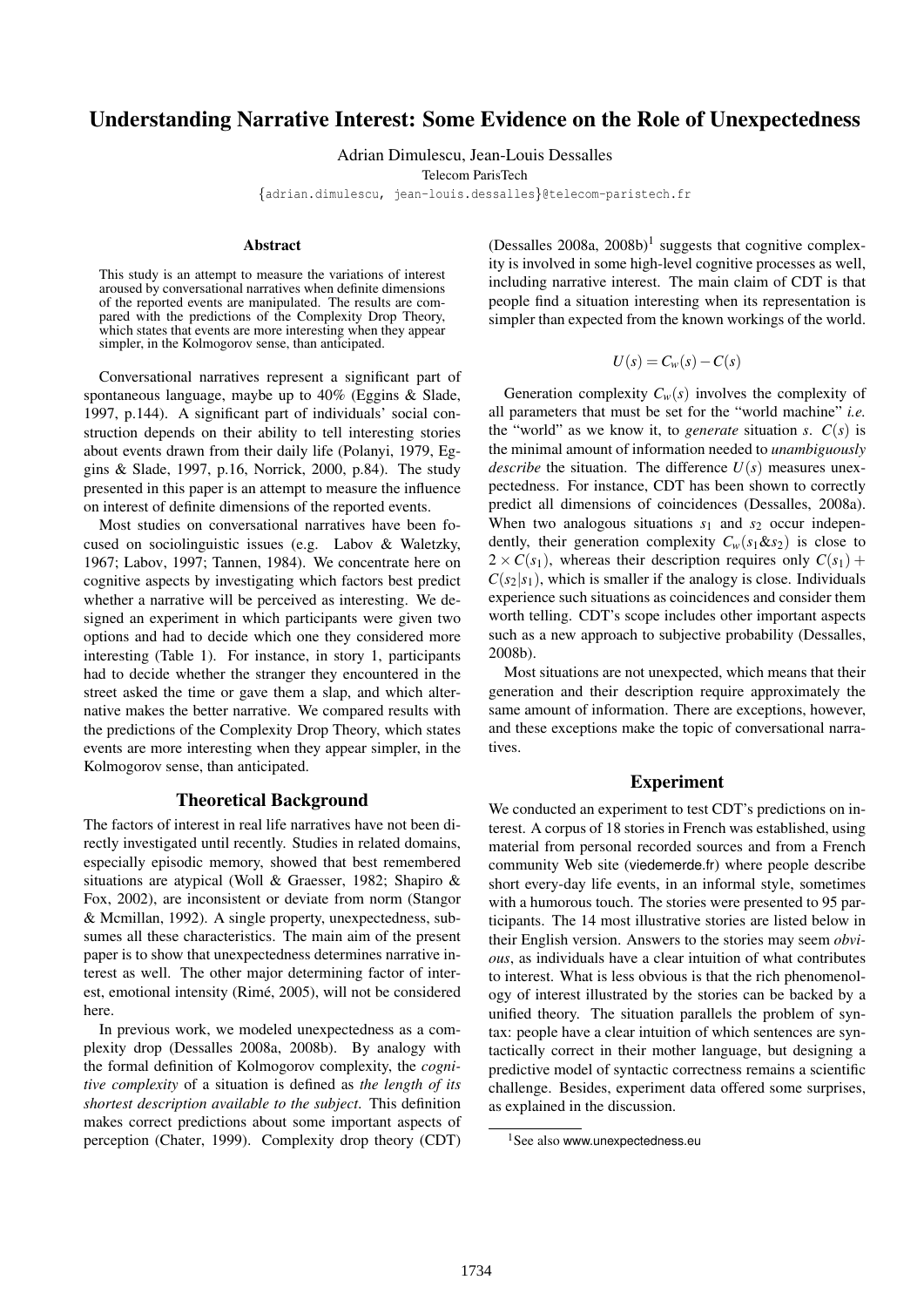# Understanding Narrative Interest: Some Evidence on the Role of Unexpectedness

Adrian Dimulescu, Jean-Louis Dessalles

Telecom ParisTech

{adrian.dimulescu, jean-louis.dessalles}@telecom-paristech.fr

## Abstract

This study is an attempt to measure the variations of interest aroused by conversational narratives when definite dimensions of the reported events are manipulated. The results are compared with the predictions of the Complexity Drop Theory, which states that events are more interesting when they appear simpler, in the Kolmogorov sense, than anticipated.

Conversational narratives represent a significant part of spontaneous language, maybe up to 40% (Eggins & Slade, 1997, p.144). A significant part of individuals' social construction depends on their ability to tell interesting stories about events drawn from their daily life (Polanyi, 1979, Eggins & Slade, 1997, p.16, Norrick, 2000, p.84). The study presented in this paper is an attempt to measure the influence on interest of definite dimensions of the reported events.

Most studies on conversational narratives have been focused on sociolinguistic issues (e.g. Labov & Waletzky, 1967; Labov, 1997; Tannen, 1984). We concentrate here on cognitive aspects by investigating which factors best predict whether a narrative will be perceived as interesting. We designed an experiment in which participants were given two options and had to decide which one they considered more interesting (Table 1). For instance, in story 1, participants had to decide whether the stranger they encountered in the street asked the time or gave them a slap, and which alternative makes the better narrative. We compared results with the predictions of the Complexity Drop Theory, which states events are more interesting when they appear simpler, in the Kolmogorov sense, than anticipated.

## Theoretical Background

The factors of interest in real life narratives have not been directly investigated until recently. Studies in related domains, especially episodic memory, showed that best remembered situations are atypical (Woll & Graesser, 1982; Shapiro & Fox, 2002), are inconsistent or deviate from norm (Stangor & Mcmillan, 1992). A single property, unexpectedness, subsumes all these characteristics. The main aim of the present paper is to show that unexpectedness determines narrative interest as well. The other major determining factor of interest, emotional intensity (Rimé, 2005), will not be considered here.

In previous work, we modeled unexpectedness as a complexity drop (Dessalles 2008a, 2008b). By analogy with the formal definition of Kolmogorov complexity, the *cognitive complexity* of a situation is defined as *the length of its shortest description available to the subject*. This definition makes correct predictions about some important aspects of perception (Chater, 1999). Complexity drop theory (CDT) (Dessalles 2008a, 2008b)[1] suggests that cognitive complexity is involved in some high-level cognitive processes as well, including narrative interest. The main claim of CDT is that people find a situation interesting when its representation is simpler than expected from the known workings of the world.

$$U(s) = C_w(s) - C(s)$$

Generation complexity $C_w(s)$ involves the complexity of all parameters that must be set for the "world machine" *i.e.* the "world" as we know it, to *generate* situation *s*. $C(s)$ is the minimal amount of information needed to *unambiguously describe* the situation. The difference $U(s)$ measures unexpectedness. For instance, CDT has been shown to correctly predict all dimensions of coincidences (Dessalles, 2008a). When two analogous situations $s_1$ and $s_2$ occur independently, their generation complexity $C_w(s_1 \& s_2)$ is close to $2 \times C(s_1)$, whereas their description requires only $C(s_1) + C(s_2|s_1)$, which is smaller if the analogy is close. Individuals experience such situations as coincidences and consider them worth telling. CDT's scope includes other important aspects such as a new approach to subjective probability (Dessalles, 2008b).

Most situations are not unexpected, which means that their generation and their description require approximately the same amount of information. There are exceptions, however, and these exceptions make the topic of conversational narratives.

## Experiment

We conducted an experiment to test CDT's predictions on interest. A corpus of 18 stories in French was established, using material from personal recorded sources and from a French community Web site (viedemerde.fr) where people describe short every-day life events, in an informal style, sometimes with a humorous touch. The stories were presented to 95 participants. The 14 most illustrative stories are listed below in their English version. Answers to the stories may seem *obvious*, as individuals have a clear intuition of what contributes to interest. What is less obvious is that the rich phenomenology of interest illustrated by the stories can be backed by a unified theory. The situation parallels the problem of syntax: people have a clear intuition of which sentences are syntactically correct in their mother language, but designing a predictive model of syntactic correctness remains a scientific challenge. Besides, experiment data offered some surprises, as explained in the discussion.

[1] See also www.unexpectedness.eu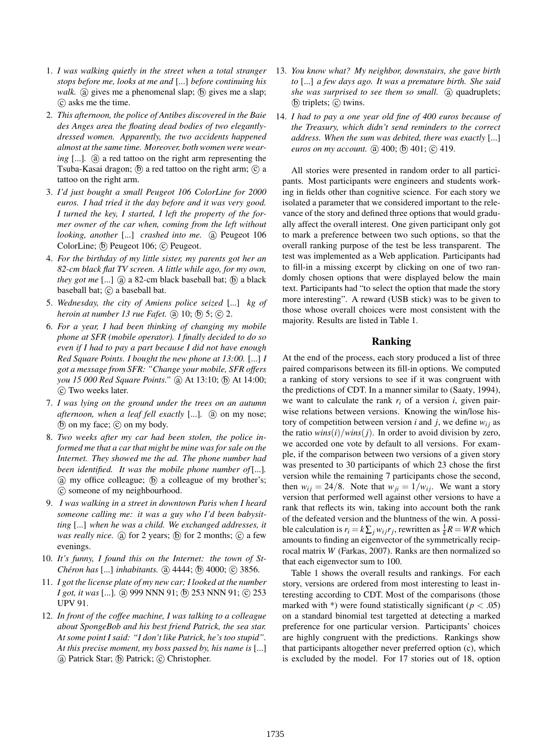1. *I was walking quietly in the street when a total stranger stops before me, looks at me and* [...] *before continuing his walk.* ⓐ gives me a phenomenal slap; ⓑ gives me a slap; ⓒ asks me the time.
2. *This afternoon, the police of Antibes discovered in the Baie des Anges area the floating dead bodies of two elegantly-dressed women. Apparently, the two accidents happened almost at the same time. Moreover, both women were wearing* [...]. ⓐ a red tattoo on the right arm representing the Tsuba-Kasai dragon; ⓑ a red tattoo on the right arm; ⓒ a tattoo on the right arm.
3. *I'd just bought a small Peugeot 106 ColorLine for 2000 euros. I had tried it the day before and it was very good. I turned the key, I started, I left the property of the former owner of the car when, coming from the left without looking, another* [...] *crashed into me.* ⓐ Peugeot 106 ColorLine; ⓑ Peugeot 106; ⓒ Peugeot.
4. *For the birthday of my little sister, my parents got her an 82-cm black flat TV screen. A little while ago, for my own, they got me* [...] ⓐ a 82-cm black baseball bat; ⓑ a black baseball bat; ⓒ a baseball bat.
5. *Wednesday, the city of Amiens police seized* [...] *kg of heroin at number 13 rue Fafet.* ⓐ 10; ⓑ 5; ⓒ 2.
6. *For a year, I had been thinking of changing my mobile phone at SFR (mobile operator). I finally decided to do so even if I had to pay a part because I did not have enough Red Square Points. I bought the new phone at 13:00.* [...] *I got a message from SFR: "Change your mobile, SFR offers you 15 000 Red Square Points."* ⓐ At 13:10; ⓑ At 14:00; ⓒ Two weeks later.
7. *I was lying on the ground under the trees on an autumn afternoon, when a leaf fell exactly* [...]. ⓐ on my nose; ⓑ on my face; ⓒ on my body.
8. *Two weeks after my car had been stolen, the police informed me that a car that might be mine was for sale on the Internet. They showed me the ad. The phone number had been identified. It was the mobile phone number of* [...]. ⓐ my office colleague; ⓑ a colleague of my brother's; ⓒ someone of my neighbourhood.
9. *I was walking in a street in downtown Paris when I heard someone calling me: it was a guy who I'd been babysitting* [...] *when he was a child. We exchanged addresses, it was really nice.* ⓐ for 2 years; ⓑ for 2 months; ⓒ a few evenings.
10. *It's funny, I found this on the Internet: the town of St-Chéron has* [...] *inhabitants.* ⓐ 4444; ⓑ 4000; ⓒ 3856.
11. *I got the license plate of my new car; I looked at the number I got, it was* [...]. ⓐ 999 NNN 91; ⓑ 253 NNN 91; ⓒ 253 UPV 91.
12. *In front of the coffee machine, I was talking to a colleague about SpongeBob and his best friend Patrick, the sea star. At some point I said: "I don't like Patrick, he's too stupid". At this precise moment, my boss passed by, his name is* [...] ⓐ Patrick Star; ⓑ Patrick; ⓒ Christopher.
13. *You know what? My neighbor, downstairs, she gave birth to* [...] *a few days ago. It was a premature birth. She said she was surprised to see them so small.* ⓐ quadruplets; ⓑ triplets; ⓒ twins.
14. *I had to pay a one year old fine of 400 euros because of the Treasury, which didn't send reminders to the correct address. When the sum was debited, there was exactly* [...] *euros on my account.* ⓐ 400; ⓑ 401; ⓒ 419.

All stories were presented in random order to all participants. Most participants were engineers and students working in fields other than cognitive science. For each story we isolated a parameter that we considered important to the relevance of the story and defined three options that would gradually affect the overall interest. One given participant only got to mark a preference between two such options, so that the overall ranking purpose of the test be less transparent. The test was implemented as a Web application. Participants had to fill-in a missing excerpt by clicking on one of two randomly chosen options that were displayed below the main text. Participants had "to select the option that made the story more interesting". A reward (USB stick) was to be given to those whose overall choices were most consistent with the majority. Results are listed in Table 1.

## Ranking

At the end of the process, each story produced a list of three paired comparisons between its fill-in options. We computed a ranking of story versions to see if it was congruent with the predictions of CDT. In a manner similar to (Saaty, 1994), we want to calculate the rank $r_i$ of a version $i$, given pairwise relations between versions. Knowing the win/lose history of competition between version $i$ and $j$, we define $w_{ij}$ as the ratio $wins(i)/wins(j)$. In order to avoid division by zero, we accorded one vote by default to all versions. For example, if the comparison between two versions of a given story was presented to 30 participants of which 23 chose the first version while the remaining 7 participants chose the second, then $w_{ij} = 24/8$. Note that $w_{ji} = 1/w_{ij}$. We want a story version that performed well against other versions to have a rank that reflects its win, taking into account both the rank of the defeated version and the bluntness of the win. A possible calculation is $r_i = k \sum_j w_{ij} r_j$, rewritten as $\frac{1}{k} R = WR$ which amounts to finding an eigenvector of the symmetrically reciprocal matrix $W$ (Farkas, 2007). Ranks are then normalized so that each eigenvector sum to 100.

Table 1 shows the overall results and rankings. For each story, versions are ordered from most interesting to least interesting according to CDT. Most of the comparisons (those marked with *) were found statistically significant ($p < .05$) on a standard binomial test targetted at detecting a marked preference for one particular version. Participants' choices are highly congruent with the predictions. Rankings show that participants altogether never preferred option (c), which is excluded by the model. For 17 stories out of 18, option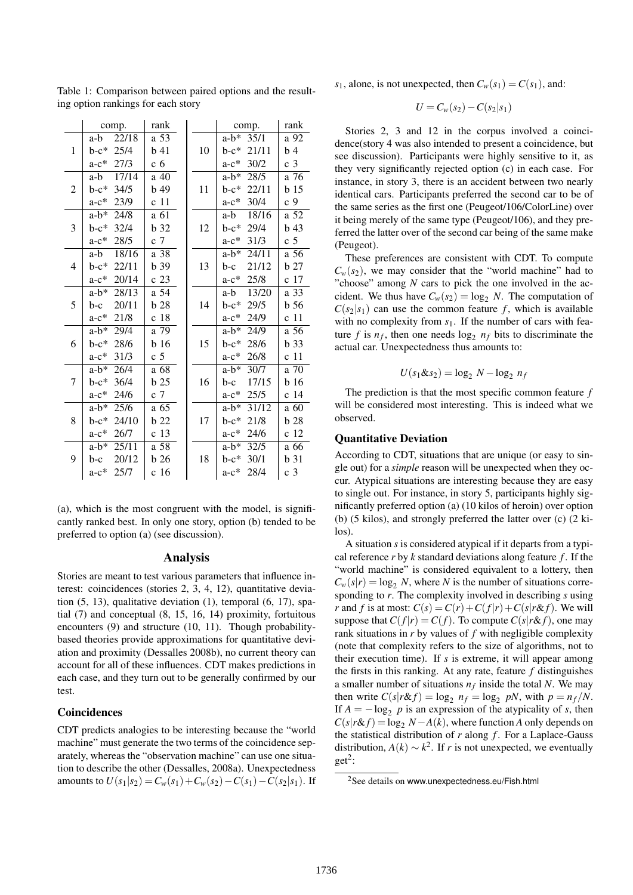Table 1: Comparison between paired options and the resulting option rankings for each story

| | comp. | | rank | | comp. | | rank |
|---|---|---|---|---|---|---|---|
| 1 | a-b | 22/18 | a 53 | 10 | a-b* | 35/1 | a 92 |
| | b-c* | 25/4 | b 41 | | b-c* | 21/11 | b 4 |
| | a-c* | 27/3 | c 6 | | a-c* | 30/2 | c 3 |
| 2 | a-b | 17/14 | a 40 | 11 | a-b* | 28/5 | a 76 |
| | b-c* | 34/5 | b 49 | | b-c* | 22/11 | b 15 |
| | a-c* | 23/9 | c 11 | | a-c* | 30/4 | c 9 |
| 3 | a-b* | 24/8 | a 61 | 12 | a-b | 18/16 | a 52 |
| | b-c* | 32/4 | b 32 | | b-c* | 29/4 | b 43 |
| | a-c* | 28/5 | c 7 | | a-c* | 31/3 | c 5 |
| 4 | a-b | 18/16 | a 38 | 13 | a-b* | 24/11 | a 56 |
| | b-c* | 22/11 | b 39 | | b-c | 21/12 | b 27 |
| | a-c* | 20/14 | c 23 | | a-c* | 25/8 | c 17 |
| 5 | a-b* | 28/13 | a 54 | 14 | a-b | 13/20 | a 33 |
| | b-c | 20/11 | b 28 | | b-c* | 29/5 | b 56 |
| | a-c* | 21/8 | c 18 | | a-c* | 24/9 | c 11 |
| 6 | a-b* | 29/4 | a 79 | 15 | a-b* | 24/9 | a 56 |
| | b-c* | 28/6 | b 16 | | b-c* | 28/6 | b 33 |
| | a-c* | 31/3 | c 5 | | a-c* | 26/8 | c 11 |
| 7 | a-b* | 26/4 | a 68 | 16 | a-b* | 30/7 | a 70 |
| | b-c* | 36/4 | b 25 | | b-c | 17/15 | b 16 |
| | a-c* | 24/6 | c 7 | | a-c* | 25/5 | c 14 |
| 8 | a-b* | 25/6 | a 65 | 17 | a-b* | 31/12 | a 60 |
| | b-c* | 24/10 | b 22 | | b-c* | 21/8 | b 28 |
| | a-c* | 26/7 | c 13 | | a-c* | 24/6 | c 12 |
| 9 | a-b* | 25/11 | a 58 | 18 | a-b* | 32/5 | a 66 |
| | b-c | 20/12 | b 26 | | b-c* | 30/1 | b 31 |
| | a-c* | 25/7 | c 16 | | a-c* | 28/4 | c 3 |

(a), which is the most congruent with the model, is significantly ranked best. In only one story, option (b) tended to be preferred to option (a) (see discussion).

## Analysis

Stories are meant to test various parameters that influence interest: coincidences (stories 2, 3, 4, 12), quantitative deviation (5, 13), qualitative deviation (1), temporal (6, 17), spatial (7) and conceptual (8, 15, 16, 14) proximity, fortuitous encounters (9) and structure (10, 11). Though probability-based theories provide approximations for quantitative deviation and proximity (Dessalles 2008b), no current theory can account for all of these influences. CDT makes predictions in each case, and they turn out to be generally confirmed by our test.

### Coincidences

CDT predicts analogies to be interesting because the "world machine" must generate the two terms of the coincidence separately, whereas the "observation machine" can use one situation to describe the other (Dessalles, 2008a). Unexpectedness amounts to $U(s_1|s_2) = C_w(s_1) + C_w(s_2) - C(s_1) - C(s_2|s_1)$. If $s_1$, alone, is not unexpected, then $C_w(s_1) = C(s_1)$, and:

$$U = C_w(s_2) - C(s_2|s_1)$$

Stories 2, 3 and 12 in the corpus involved a coincidence(story 4 was also intended to present a coincidence, but see discussion). Participants were highly sensitive to it, as they very significantly rejected option (c) in each case. For instance, in story 3, there is an accident between two nearly identical cars. Participants preferred the second car to be of the same series as the first one (Peugeot/106/ColorLine) over it being merely of the same type (Peugeot/106), and they preferred the latter over of the second car being of the same make (Peugeot).

These preferences are consistent with CDT. To compute $C_w(s_2)$, we may consider that the "world machine" had to "choose" among $N$ cars to pick the one involved in the accident. We thus have $C_w(s_2) = \log_2 N$. The computation of $C(s_2|s_1)$ can use the common feature $f$, which is available with no complexity from $s_1$. If the number of cars with feature $f$ is $n_f$, then one needs $\log_2 n_f$ bits to discriminate the actual car. Unexpectedness thus amounts to:

$$U(s_1 \& s_2) = \log_2 N - \log_2 n_f$$

The prediction is that the most specific common feature $f$ will be considered most interesting. This is indeed what we observed.

### Quantitative Deviation

According to CDT, situations that are unique (or easy to single out) for a *simple* reason will be unexpected when they occur. Atypical situations are interesting because they are easy to single out. For instance, in story 5, participants highly significantly preferred option (a) (10 kilos of heroin) over option (b) (5 kilos), and strongly preferred the latter over (c) (2 kilos).

A situation $s$ is considered atypical if it departs from a typical reference $r$ by $k$ standard deviations along feature $f$. If the "world machine" is considered equivalent to a lottery, then $C_w(s|r) = \log_2 N$, where $N$ is the number of situations corresponding to $r$. The complexity involved in describing $s$ using $r$ and $f$ is at most: $C(s) = C(r) + C(f|r) + C(s|r\&f)$. We will suppose that $C(f|r) = C(f)$. To compute $C(s|r\&f)$, one may rank situations in $r$ by values of $f$ with negligible complexity (note that complexity refers to the size of algorithms, not to their execution time). If $s$ is extreme, it will appear among the firsts in this ranking. At any rate, feature $f$ distinguishes a smaller number of situations $n_f$ inside the total $N$. We may then write $C(s|r\&f) = \log_2 n_f = \log_2 pN$, with $p = n_f/N$. If $A = -\log_2 p$ is an expression of the atypicality of $s$, then $C(s|r\&f) = \log_2 N - A(k)$, where function $A$ only depends on the statistical distribution of $r$ along $f$. For a Laplace-Gauss distribution, $A(k) \sim k^2$. If $r$ is not unexpected, we eventually get[2]:

[2] See details on www.unexpectedness.eu/Fish.html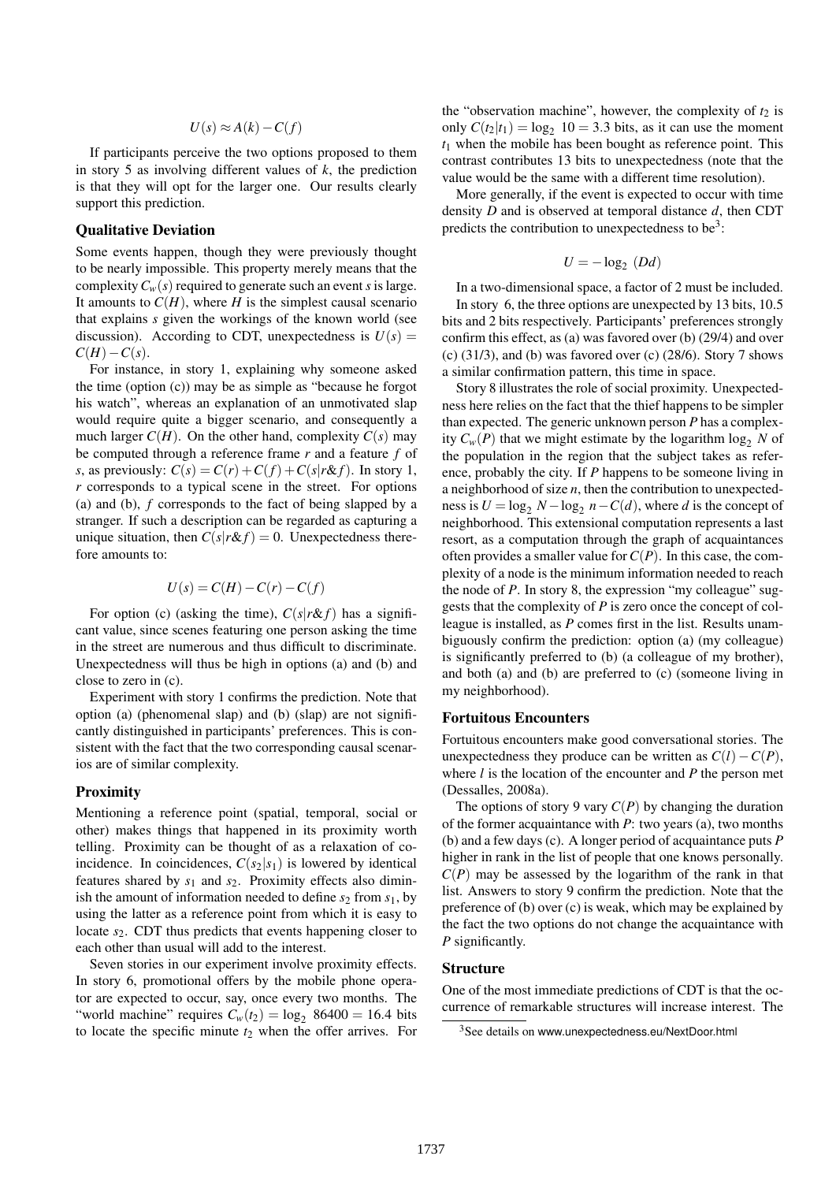$$U(s) \approx A(k) - C(f)$$

If participants perceive the two options proposed to them in story 5 as involving different values of $k$, the prediction is that they will opt for the larger one. Our results clearly support this prediction.

### Qualitative Deviation

Some events happen, though they were previously thought to be nearly impossible. This property merely means that the complexity $C_w(s)$ required to generate such an event $s$ is large. It amounts to $C(H)$, where $H$ is the simplest causal scenario that explains $s$ given the workings of the known world (see discussion). According to CDT, unexpectedness is $U(s) = C(H) - C(s)$.

For instance, in story 1, explaining why someone asked the time (option (c)) may be as simple as "because he forgot his watch", whereas an explanation of an unmotivated slap would require quite a bigger scenario, and consequently a much larger $C(H)$. On the other hand, complexity $C(s)$ may be computed through a reference frame $r$ and a feature $f$ of $s$, as previously: $C(s) = C(r) + C(f) + C(s|r\&f)$. In story 1, $r$ corresponds to a typical scene in the street. For options (a) and (b), $f$ corresponds to the fact of being slapped by a stranger. If such a description can be regarded as capturing a unique situation, then $C(s|r\&f) = 0$. Unexpectedness therefore amounts to:

$$U(s) = C(H) - C(r) - C(f)$$

For option (c) (asking the time), $C(s|r\&f)$ has a significant value, since scenes featuring one person asking the time in the street are numerous and thus difficult to discriminate. Unexpectedness will thus be high in options (a) and (b) and close to zero in (c).

Experiment with story 1 confirms the prediction. Note that option (a) (phenomenal slap) and (b) (slap) are not significantly distinguished in participants' preferences. This is consistent with the fact that the two corresponding causal scenarios are of similar complexity.

### Proximity

Mentioning a reference point (spatial, temporal, social or other) makes things that happened in its proximity worth telling. Proximity can be thought of as a relaxation of coincidence. In coincidences, $C(s_2|s_1)$ is lowered by identical features shared by $s_1$ and $s_2$. Proximity effects also diminish the amount of information needed to define $s_2$ from $s_1$, by using the latter as a reference point from which it is easy to locate $s_2$. CDT thus predicts that events happening closer to each other than usual will add to the interest.

Seven stories in our experiment involve proximity effects. In story 6, promotional offers by the mobile phone operator are expected to occur, say, once every two months. The "world machine" requires $C_w(t_2) = \log_2\ 86400 = 16.4$ bits to locate the specific minute $t_2$ when the offer arrives. For the "observation machine", however, the complexity of $t_2$ is only $C(t_2|t_1) = \log_2\ 10 = 3.3$ bits, as it can use the moment $t_1$ when the mobile has been bought as reference point. This contrast contributes 13 bits to unexpectedness (note that the value would be the same with a different time resolution).

More generally, if the event is expected to occur with time density $D$ and is observed at temporal distance $d$, then CDT predicts the contribution to unexpectedness to be[3]:

$$U = -\log_2\ (Dd)$$

In a two-dimensional space, a factor of 2 must be included.

In story 6, the three options are unexpected by 13 bits, 10.5 bits and 2 bits respectively. Participants' preferences strongly confirm this effect, as (a) was favored over (b) (29/4) and over (c) (31/3), and (b) was favored over (c) (28/6). Story 7 shows a similar confirmation pattern, this time in space.

Story 8 illustrates the role of social proximity. Unexpectedness here relies on the fact that the thief happens to be simpler than expected. The generic unknown person $P$ has a complexity $C_w(P)$ that we might estimate by the logarithm $\log_2\ N$ of the population in the region that the subject takes as reference, probably the city. If $P$ happens to be someone living in a neighborhood of size $n$, then the contribution to unexpectedness is $U = \log_2\ N - \log_2\ n - C(d)$, where $d$ is the concept of neighborhood. This extensional computation represents a last resort, as a computation through the graph of acquaintances often provides a smaller value for $C(P)$. In this case, the complexity of a node is the minimum information needed to reach the node of $P$. In story 8, the expression "my colleague" suggests that the complexity of $P$ is zero once the concept of colleague is installed, as $P$ comes first in the list. Results unambiguously confirm the prediction: option (a) (my colleague) is significantly preferred to (b) (a colleague of my brother), and both (a) and (b) are preferred to (c) (someone living in my neighborhood).

### Fortuitous Encounters

Fortuitous encounters make good conversational stories. The unexpectedness they produce can be written as $C(l) - C(P)$, where $l$ is the location of the encounter and $P$ the person met (Dessalles, 2008a).

The options of story 9 vary $C(P)$ by changing the duration of the former acquaintance with $P$: two years (a), two months (b) and a few days (c). A longer period of acquaintance puts $P$ higher in rank in the list of people that one knows personally. $C(P)$ may be assessed by the logarithm of the rank in that list. Answers to story 9 confirm the prediction. Note that the preference of (b) over (c) is weak, which may be explained by the fact the two options do not change the acquaintance with $P$ significantly.

### Structure

One of the most immediate predictions of CDT is that the occurrence of remarkable structures will increase interest. The

[3]See details on www.unexpectedness.eu/NextDoor.html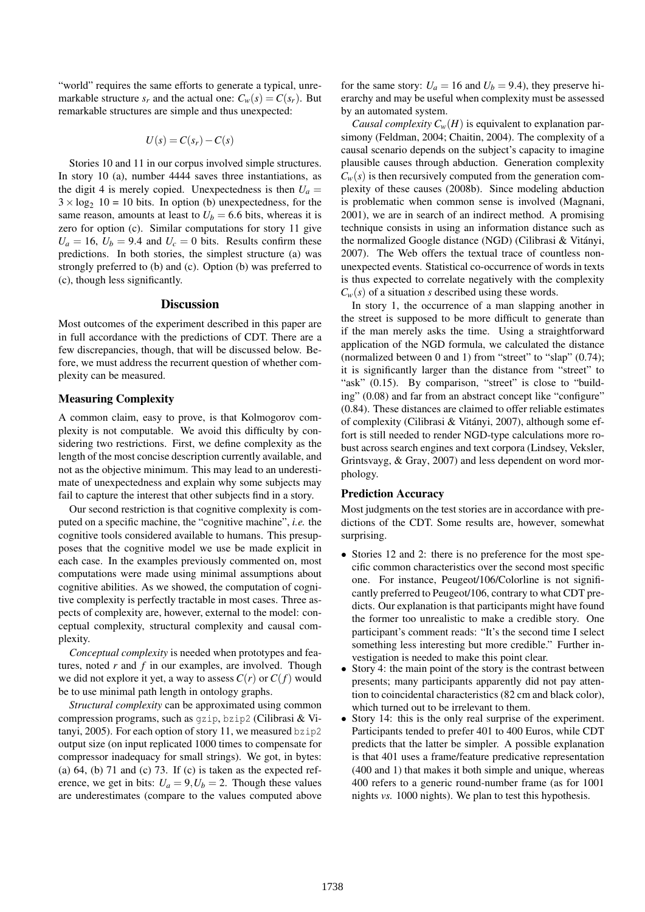"world" requires the same efforts to generate a typical, unremarkable structure $s_r$ and the actual one: $C_w(s) = C(s_r)$. But remarkable structures are simple and thus unexpected:

$$U(s) = C(s_r) - C(s)$$

Stories 10 and 11 in our corpus involved simple structures. In story 10 (a), number 4444 saves three instantiations, as the digit 4 is merely copied. Unexpectedness is then $U_a = 3 \times \log_2 10 = 10$ bits. In option (b) unexpectedness, for the same reason, amounts at least to $U_b = 6.6$ bits, whereas it is zero for option (c). Similar computations for story 11 give $U_a = 16$, $U_b = 9.4$ and $U_c = 0$ bits. Results confirm these predictions. In both stories, the simplest structure (a) was strongly preferred to (b) and (c). Option (b) was preferred to (c), though less significantly.

## Discussion

Most outcomes of the experiment described in this paper are in full accordance with the predictions of CDT. There are a few discrepancies, though, that will be discussed below. Before, we must address the recurrent question of whether complexity can be measured.

### Measuring Complexity

A common claim, easy to prove, is that Kolmogorov complexity is not computable. We avoid this difficulty by considering two restrictions. First, we define complexity as the length of the most concise description currently available, and not as the objective minimum. This may lead to an underestimate of unexpectedness and explain why some subjects may fail to capture the interest that other subjects find in a story.

Our second restriction is that cognitive complexity is computed on a specific machine, the "cognitive machine", *i.e.* the cognitive tools considered available to humans. This presupposes that the cognitive model we use be made explicit in each case. In the examples previously commented on, most computations were made using minimal assumptions about cognitive abilities. As we showed, the computation of cognitive complexity is perfectly tractable in most cases. Three aspects of complexity are, however, external to the model: conceptual complexity, structural complexity and causal complexity.

*Conceptual complexity* is needed when prototypes and features, noted $r$ and $f$ in our examples, are involved. Though we did not explore it yet, a way to assess $C(r)$ or $C(f)$ would be to use minimal path length in ontology graphs.

*Structural complexity* can be approximated using common compression programs, such as `gzip`, `bzip2` (Cilibrasi & Vitanyi, 2005). For each option of story 11, we measured `bzip2` output size (on input replicated 1000 times to compensate for compressor inadequacy for small strings). We got, in bytes: (a) 64, (b) 71 and (c) 73. If (c) is taken as the expected reference, we get in bits: $U_a = 9, U_b = 2$. Though these values are underestimates (compare to the values computed above for the same story: $U_a = 16$ and $U_b = 9.4$), they preserve hierarchy and may be useful when complexity must be assessed by an automated system.

*Causal complexity* $C_w(H)$ is equivalent to explanation parsimony (Feldman, 2004; Chaitin, 2004). The complexity of a causal scenario depends on the subject's capacity to imagine plausible causes through abduction. Generation complexity $C_w(s)$ is then recursively computed from the generation complexity of these causes (2008b). Since modeling abduction is problematic when common sense is involved (Magnani, 2001), we are in search of an indirect method. A promising technique consists in using an information distance such as the normalized Google distance (NGD) (Cilibrasi & Vitányi, 2007). The Web offers the textual trace of countless non-unexpected events. Statistical co-occurrence of words in texts is thus expected to correlate negatively with the complexity $C_w(s)$ of a situation $s$ described using these words.

In story 1, the occurrence of a man slapping another in the street is supposed to be more difficult to generate than if the man merely asks the time. Using a straightforward application of the NGD formula, we calculated the distance (normalized between 0 and 1) from "street" to "slap" (0.74); it is significantly larger than the distance from "street" to "ask" (0.15). By comparison, "street" is close to "building" (0.08) and far from an abstract concept like "configure" (0.84). These distances are claimed to offer reliable estimates of complexity (Cilibrasi & Vitányi, 2007), although some effort is still needed to render NGD-type calculations more robust across search engines and text corpora (Lindsey, Veksler, Grintsvayg, & Gray, 2007) and less dependent on word morphology.

### Prediction Accuracy

Most judgments on the test stories are in accordance with predictions of the CDT. Some results are, however, somewhat surprising.

- Stories 12 and 2: there is no preference for the most specific common characteristics over the second most specific one. For instance, Peugeot/106/Colorline is not significantly preferred to Peugeot/106, contrary to what CDT predicts. Our explanation is that participants might have found the former too unrealistic to make a credible story. One participant's comment reads: "It's the second time I select something less interesting but more credible." Further investigation is needed to make this point clear.
- Story 4: the main point of the story is the contrast between presents; many participants apparently did not pay attention to coincidental characteristics (82 cm and black color), which turned out to be irrelevant to them.
- Story 14: this is the only real surprise of the experiment. Participants tended to prefer 401 to 400 Euros, while CDT predicts that the latter be simpler. A possible explanation is that 401 uses a frame/feature predicative representation (400 and 1) that makes it both simple and unique, whereas 400 refers to a generic round-number frame (as for 1001 nights *vs.* 1000 nights). We plan to test this hypothesis.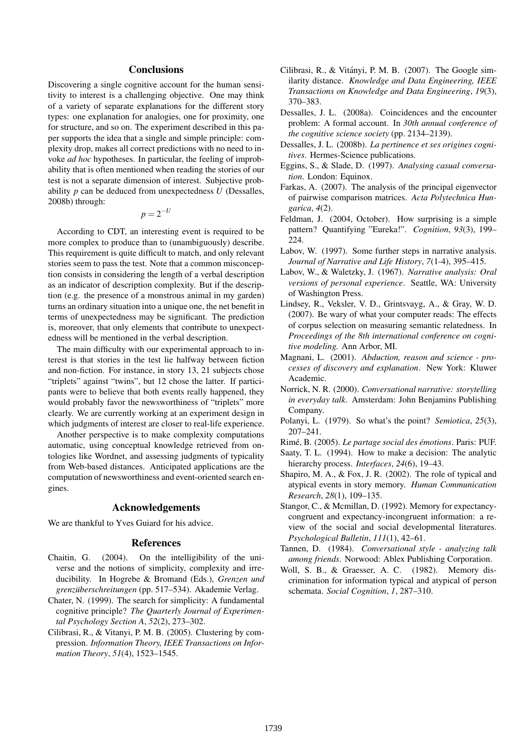## Conclusions

Discovering a single cognitive account for the human sensitivity to interest is a challenging objective. One may think of a variety of separate explanations for the different story types: one explanation for analogies, one for proximity, one for structure, and so on. The experiment described in this paper supports the idea that a single and simple principle: complexity drop, makes all correct predictions with no need to invoke *ad hoc* hypotheses. In particular, the feeling of improbability that is often mentioned when reading the stories of our test is not a separate dimension of interest. Subjective probability $p$ can be deduced from unexpectedness $U$ (Dessalles, 2008b) through:

$$p = 2^{-U}$$

According to CDT, an interesting event is required to be more complex to produce than to (unambiguously) describe. This requirement is quite difficult to match, and only relevant stories seem to pass the test. Note that a common misconception consists in considering the length of a verbal description as an indicator of description complexity. But if the description (e.g. the presence of a monstrous animal in my garden) turns an ordinary situation into a unique one, the net benefit in terms of unexpectedness may be significant. The prediction is, moreover, that only elements that contribute to unexpectedness will be mentioned in the verbal description.

The main difficulty with our experimental approach to interest is that stories in the test lie halfway between fiction and non-fiction. For instance, in story 13, 21 subjects chose "triplets" against "twins", but 12 chose the latter. If participants were to believe that both events really happened, they would probably favor the newsworthiness of "triplets" more clearly. We are currently working at an experiment design in which judgments of interest are closer to real-life experience.

Another perspective is to make complexity computations automatic, using conceptual knowledge retrieved from ontologies like Wordnet, and assessing judgments of typicality from Web-based distances. Anticipated applications are the computation of newsworthiness and event-oriented search engines.

## Acknowledgements

We are thankful to Yves Guiard for his advice.

## References

Chaitin, G. (2004). On the intelligibility of the universe and the notions of simplicity, complexity and irreducibility. In Hogrebe & Bromand (Eds.), *Grenzen und grenzüberschreitungen* (pp. 517–534). Akademie Verlag.

Chater, N. (1999). The search for simplicity: A fundamental cognitive principle? *The Quarterly Journal of Experimental Psychology Section A*, *52*(2), 273–302.

Cilibrasi, R., & Vitanyi, P. M. B. (2005). Clustering by compression. *Information Theory, IEEE Transactions on Information Theory*, *51*(4), 1523–1545.

Cilibrasi, R., & Vitányi, P. M. B. (2007). The Google similarity distance. *Knowledge and Data Engineering, IEEE Transactions on Knowledge and Data Engineering*, *19*(3), 370–383.

Dessalles, J. L. (2008a). Coincidences and the encounter problem: A formal account. In *30th annual conference of the cognitive science society* (pp. 2134–2139).

Dessalles, J. L. (2008b). *La pertinence et ses origines cognitives*. Hermes-Science publications.

Eggins, S., & Slade, D. (1997). *Analysing casual conversation*. London: Equinox.

Farkas, A. (2007). The analysis of the principal eigenvector of pairwise comparison matrices. *Acta Polytechnica Hungarica*, *4*(2).

Feldman, J. (2004, October). How surprising is a simple pattern? Quantifying "Eureka!". *Cognition*, *93*(3), 199–224.

Labov, W. (1997). Some further steps in narrative analysis. *Journal of Narrative and Life History*, *7*(1-4), 395–415.

Labov, W., & Waletzky, J. (1967). *Narrative analysis: Oral versions of personal experience*. Seattle, WA: University of Washington Press.

Lindsey, R., Veksler, V. D., Grintsvayg, A., & Gray, W. D. (2007). Be wary of what your computer reads: The effects of corpus selection on measuring semantic relatedness. In *Proceedings of the 8th international conference on cognitive modeling.* Ann Arbor, MI.

Magnani, L. (2001). *Abduction, reason and science - processes of discovery and explanation*. New York: Kluwer Academic.

Norrick, N. R. (2000). *Conversational narrative: storytelling in everyday talk*. Amsterdam: John Benjamins Publishing Company.

Polanyi, L. (1979). So what's the point? *Semiotica*, *25*(3), 207–241.

Rimé, B. (2005). *Le partage social des émotions*. Paris: PUF.

Saaty, T. L. (1994). How to make a decision: The analytic hierarchy process. *Interfaces*, *24*(6), 19–43.

Shapiro, M. A., & Fox, J. R. (2002). The role of typical and atypical events in story memory. *Human Communication Research*, *28*(1), 109–135.

Stangor, C., & Mcmillan, D. (1992). Memory for expectancy-congruent and expectancy-incongruent information: a review of the social and social developmental literatures. *Psychological Bulletin*, *111*(1), 42–61.

Tannen, D. (1984). *Conversational style - analyzing talk among friends*. Norwood: Ablex Publishing Corporation.

Woll, S. B., & Graesser, A. C. (1982). Memory discrimination for information typical and atypical of person schemata. *Social Cognition*, *1*, 287–310.